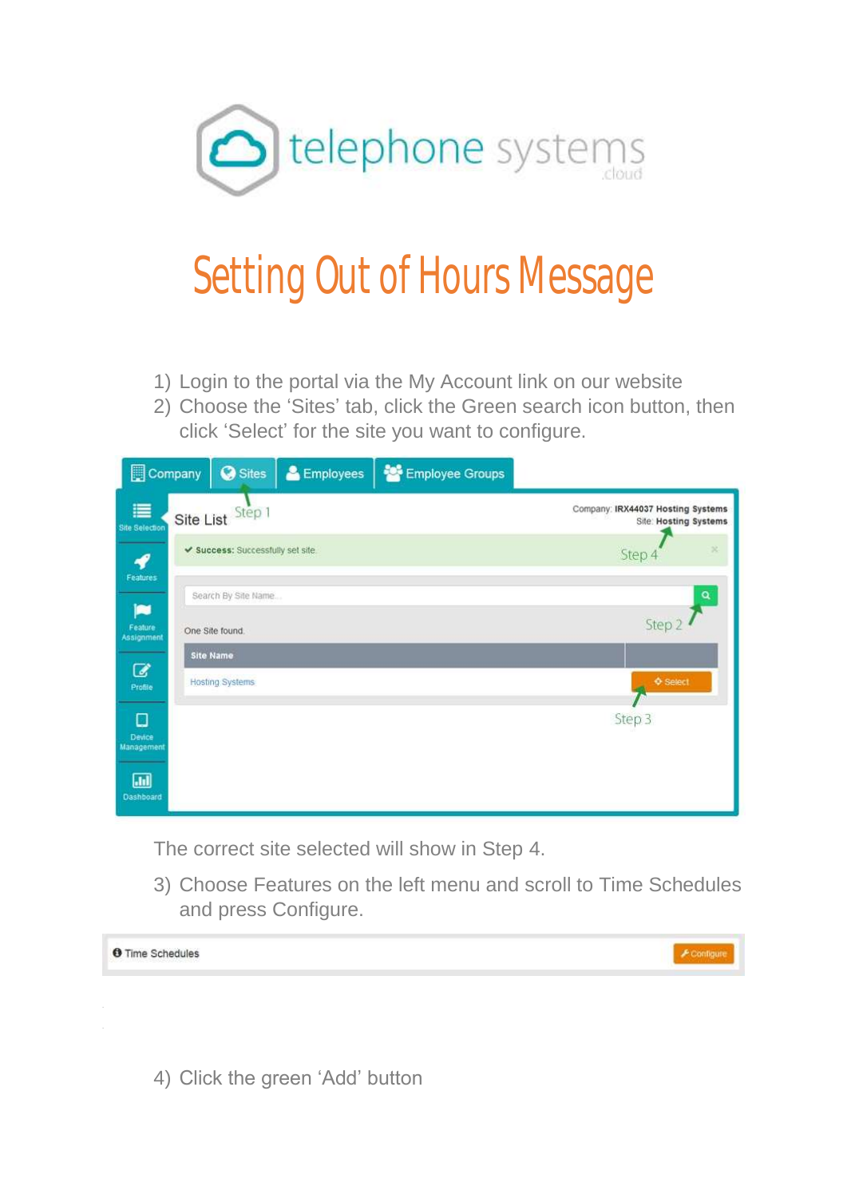# Setting Out of Hours Message

1) Login to the portal via the My Account link on our website
2) Choose the 'Sites' tab, click the Green search icon button, then click 'Select' for the site you want to configure.

The correct site selected will show in Step 4.

3) Choose Features on the left menu and scroll to Time Schedules and press Configure.

4) Click the green 'Add' button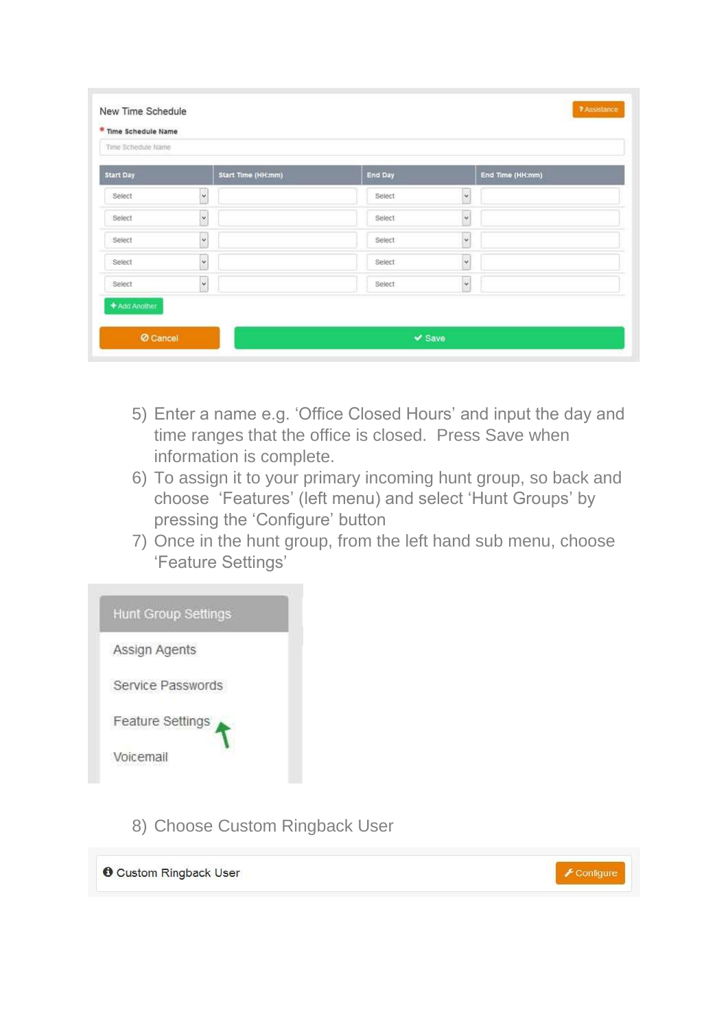New Time Schedule

**?** Assistance

\* Time Schedule Name

Time Schedule Name

| Start Day | Start Time (HH:mm) | End Day | End Time (HH:mm) |
|---|---|---|---|
| Select | | Select | |
| Select | | Select | |
| Select | | Select | |
| Select | | Select | |
| Select | | Select | |

\+ Add Another

Cancel | ✔ Save

5) Enter a name e.g. 'Office Closed Hours' and input the day and time ranges that the office is closed. Press Save when information is complete.
6) To assign it to your primary incoming hunt group, so back and choose 'Features' (left menu) and select 'Hunt Groups' by pressing the 'Configure' button
7) Once in the hunt group, from the left hand sub menu, choose 'Feature Settings'

Hunt Group Settings

- Assign Agents
- Service Passwords
- Feature Settings
- Voicemail

8) Choose Custom Ringback User

Custom Ringback User — Configure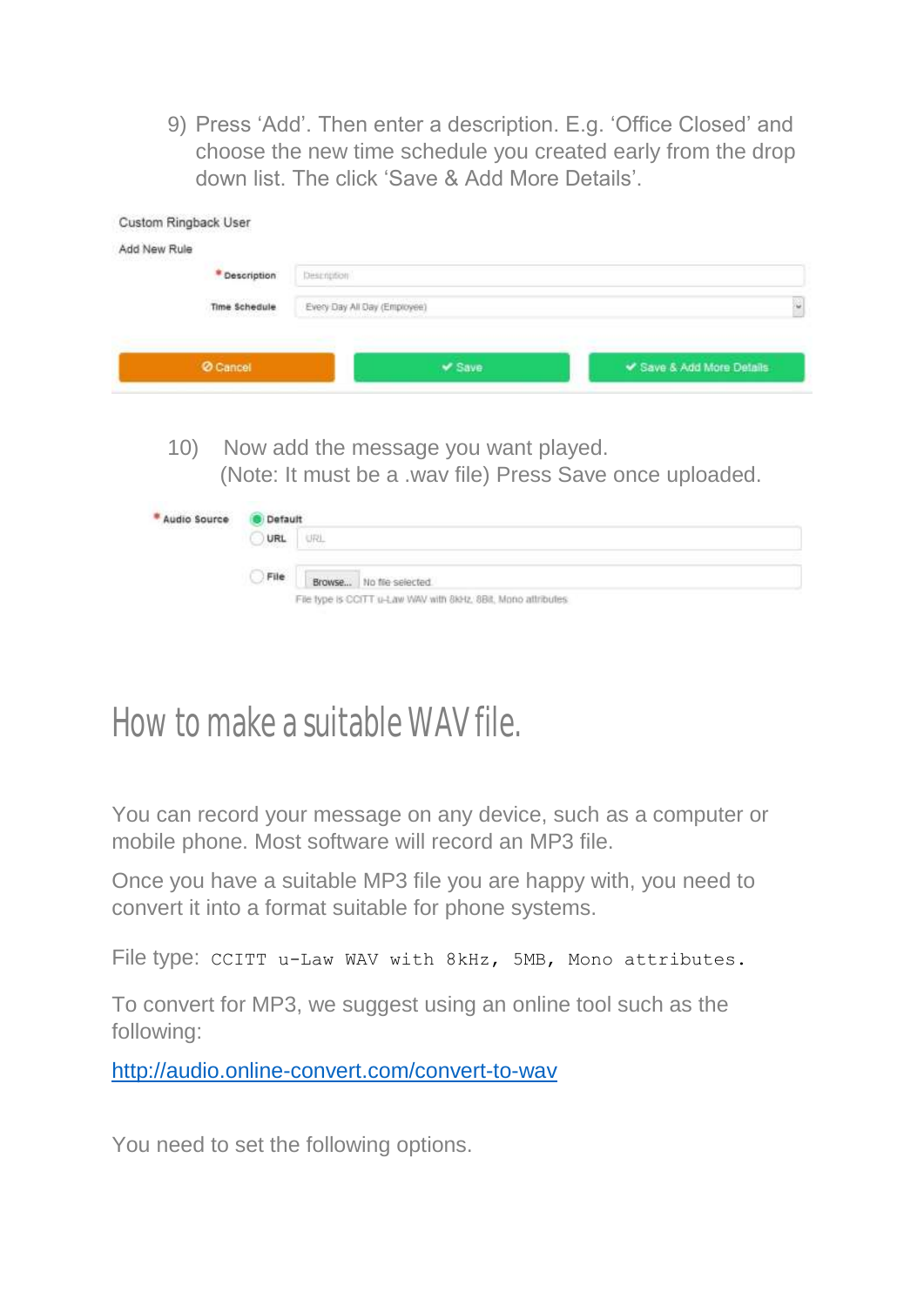9) Press ‘Add’. Then enter a description. E.g. ‘Office Closed’ and choose the new time schedule you created early from the drop down list. The click ‘Save & Add More Details’.

Custom Ringback User

Add New Rule

| | |
|---|---|
| * Description | Description |
| Time Schedule | Every Day All Day (Employee) |

Cancel | Save | Save & Add More Details

10) Now add the message you want played.
(Note: It must be a .wav file) Press Save once uploaded.

* Audio Source
- Default
- URL: URL
- File: Browse... No file selected

File type is CCITT u-Law WAV with 8kHz, 8Bit, Mono attributes

# How to make a suitable WAV file.

You can record your message on any device, such as a computer or mobile phone. Most software will record an MP3 file.

Once you have a suitable MP3 file you are happy with, you need to convert it into a format suitable for phone systems.

File type: `CCITT u-Law WAV with 8kHz, 5MB, Mono attributes.`

To convert for MP3, we suggest using an online tool such as the following:

http://audio.online-convert.com/convert-to-wav

You need to set the following options.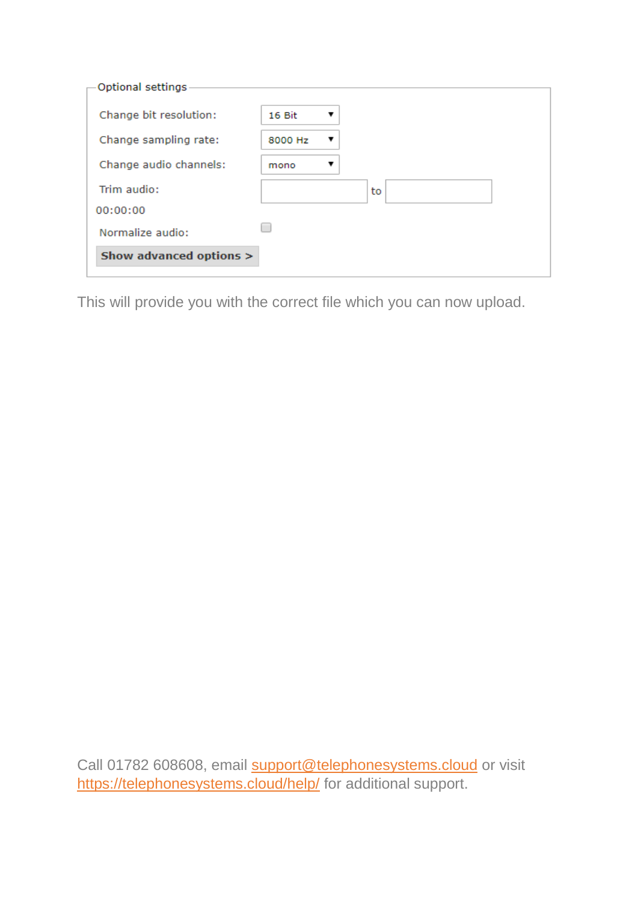Optional settings

| | |
|---|---|
| Change bit resolution: | 16 Bit |
| Change sampling rate: | 8000 Hz |
| Change audio channels: | mono |
| Trim audio: | to |
| 00:00:00 | |
| Normalize audio: | |

**Show advanced options >**

This will provide you with the correct file which you can now upload.

Call 01782 608608, email [support@telephonesystems.cloud](mailto:support@telephonesystems.cloud) or visit [https://telephonesystems.cloud/help/](https://telephonesystems.cloud/help/) for additional support.